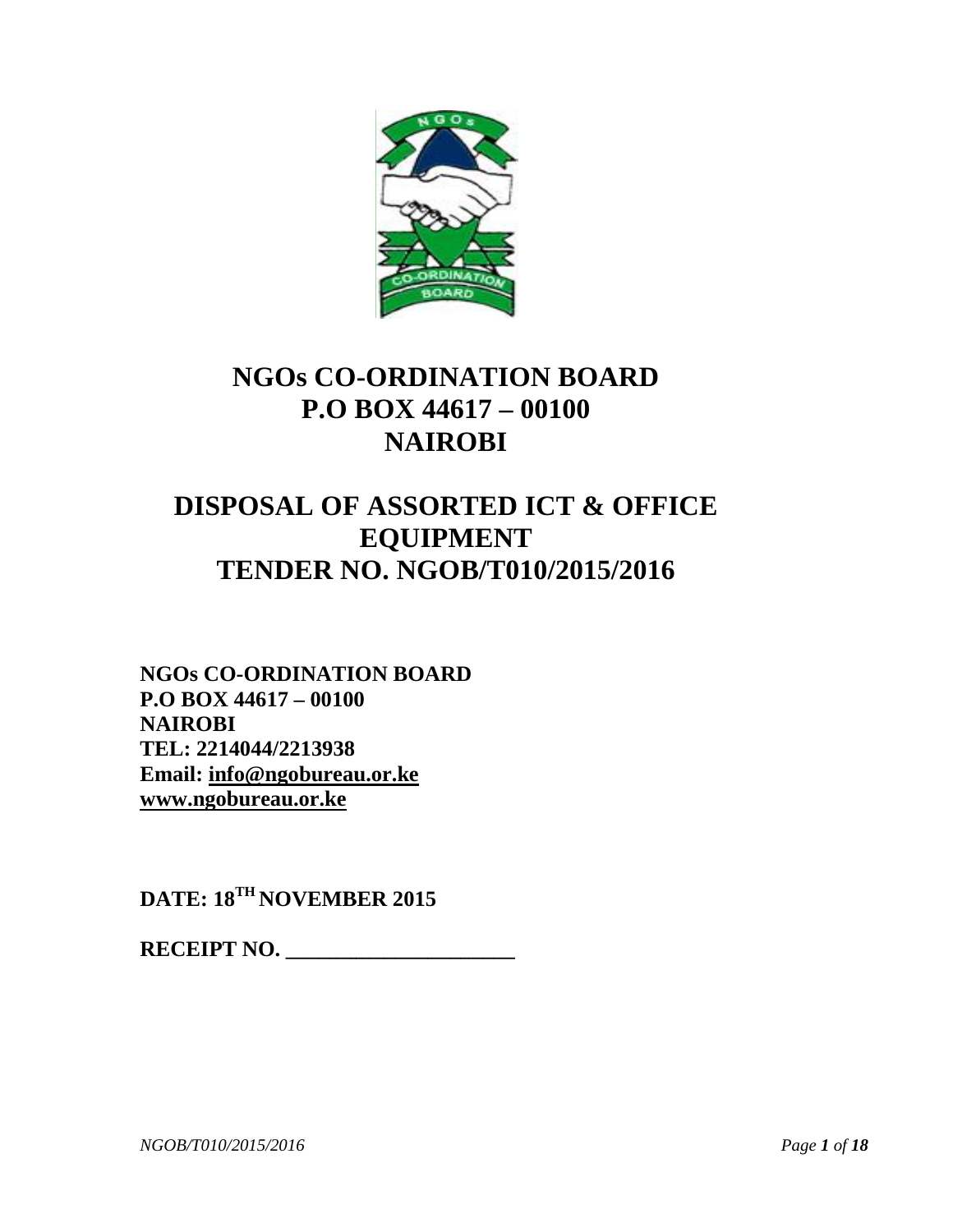# NGOs CO-ORDINATION BOARD
# P.O BOX 44617 – 00100
# NAIROBI

# DISPOSAL OF ASSORTED ICT & OFFICE EQUIPMENT
# TENDER NO. NGOB/T010/2015/2016

**NGOs CO-ORDINATION BOARD**
**P.O BOX 44617 – 00100**
**NAIROBI**
**TEL: 2214044/2213938**
**Email: info@ngobureau.or.ke**
**www.ngobureau.or.ke**

**DATE: 18TH NOVEMBER 2015**

**RECEIPT NO. ______________________**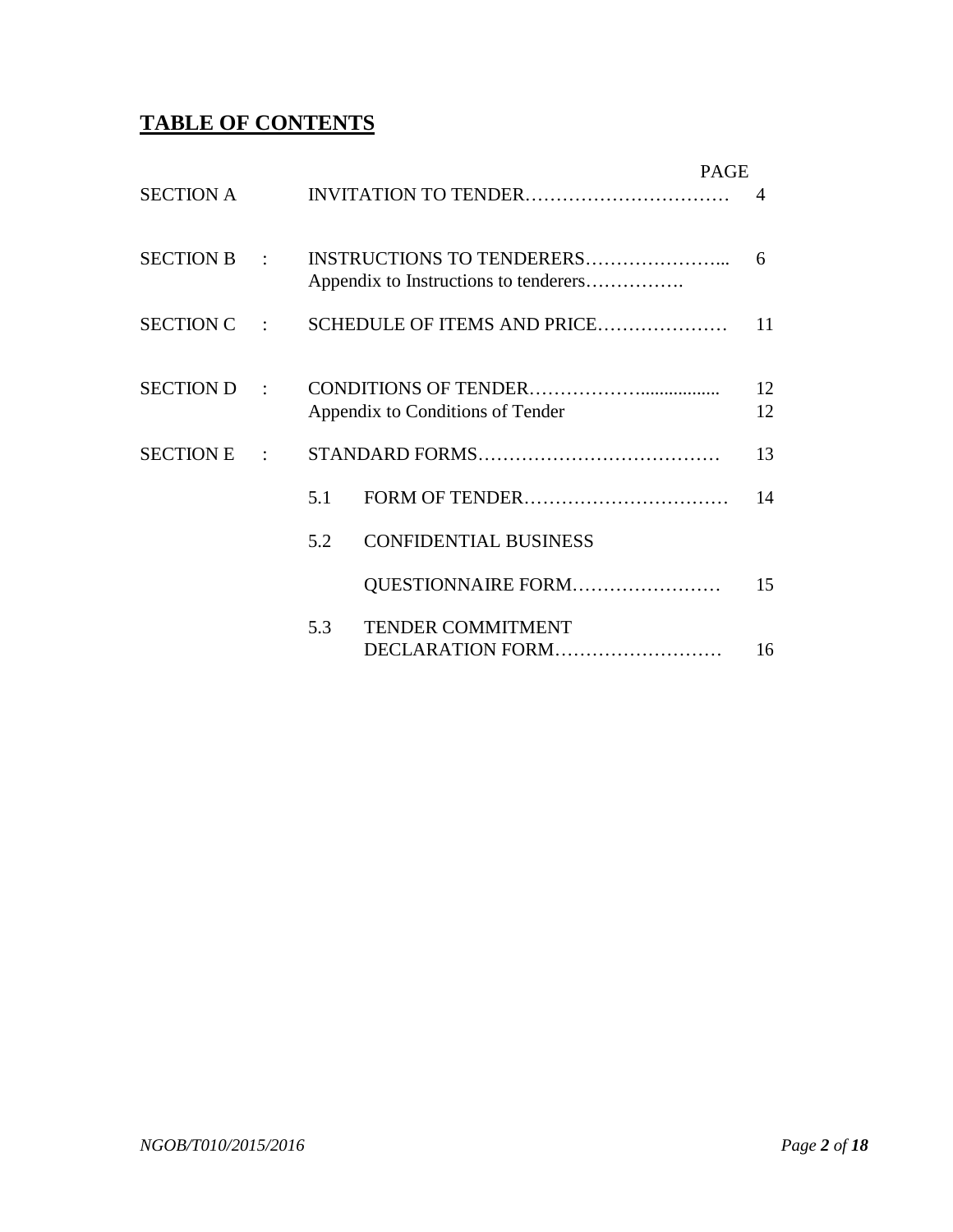## TABLE OF CONTENTS

| | | | PAGE |
|---|---|---|---|
| SECTION A | | INVITATION TO TENDER…………………………… | 4 |
| SECTION B | : | INSTRUCTIONS TO TENDERERS…………………... | 6 |
| | | Appendix to Instructions to tenderers……………. | |
| SECTION C | : | SCHEDULE OF ITEMS AND PRICE………………… | 11 |
| SECTION D | : | CONDITIONS OF TENDER……………….................. | 12 |
| | | Appendix to Conditions of Tender | 12 |
| SECTION E | : | STANDARD FORMS………………………………… | 13 |
| | | 5.1 FORM OF TENDER…………………………… | 14 |
| | | 5.2 CONFIDENTIAL BUSINESS QUESTIONNAIRE FORM…………………… | 15 |
| | | 5.3 TENDER COMMITMENT DECLARATION FORM……………………… | 16 |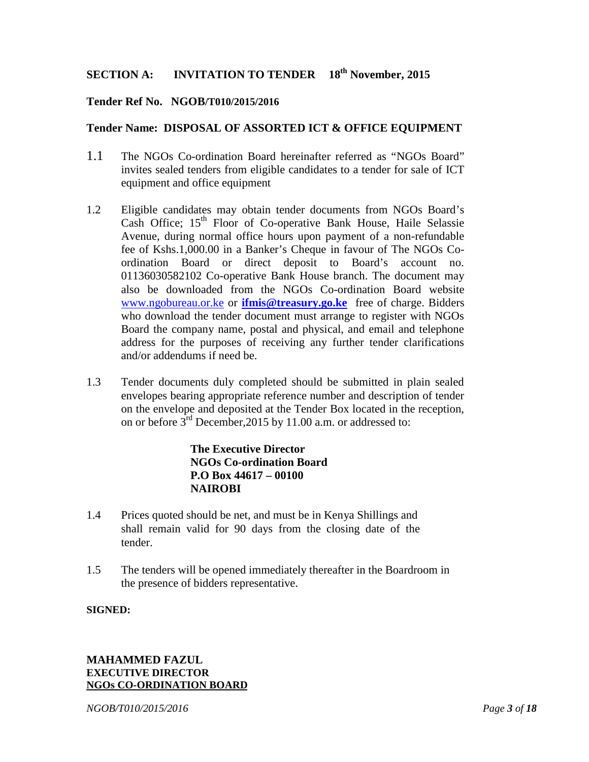## SECTION A: INVITATION TO TENDER 18th November, 2015

**Tender Ref No. NGOB/T010/2015/2016**

**Tender Name: DISPOSAL OF ASSORTED ICT & OFFICE EQUIPMENT**

1.1 The NGOs Co-ordination Board hereinafter referred as "NGOs Board" invites sealed tenders from eligible candidates to a tender for sale of ICT equipment and office equipment

1.2 Eligible candidates may obtain tender documents from NGOs Board's Cash Office; 15th Floor of Co-operative Bank House, Haile Selassie Avenue, during normal office hours upon payment of a non-refundable fee of Kshs.1,000.00 in a Banker's Cheque in favour of The NGOs Co-ordination Board or direct deposit to Board's account no. 01136030582102 Co-operative Bank House branch. The document may also be downloaded from the NGOs Co-ordination Board website www.ngobureau.or.ke or **ifmis@treasury.go.ke** free of charge. Bidders who download the tender document must arrange to register with NGOs Board the company name, postal and physical, and email and telephone address for the purposes of receiving any further tender clarifications and/or addendums if need be.

1.3 Tender documents duly completed should be submitted in plain sealed envelopes bearing appropriate reference number and description of tender on the envelope and deposited at the Tender Box located in the reception, on or before 3rd December,2015 by 11.00 a.m. or addressed to:

> **The Executive Director**
> **NGOs Co-ordination Board**
> **P.O Box 44617 – 00100**
> **NAIROBI**

1.4 Prices quoted should be net, and must be in Kenya Shillings and shall remain valid for 90 days from the closing date of the tender.

1.5 The tenders will be opened immediately thereafter in the Boardroom in the presence of bidders representative.

**SIGNED:**

**MAHAMMED FAZUL**
**EXECUTIVE DIRECTOR**
**NGOs CO-ORDINATION BOARD**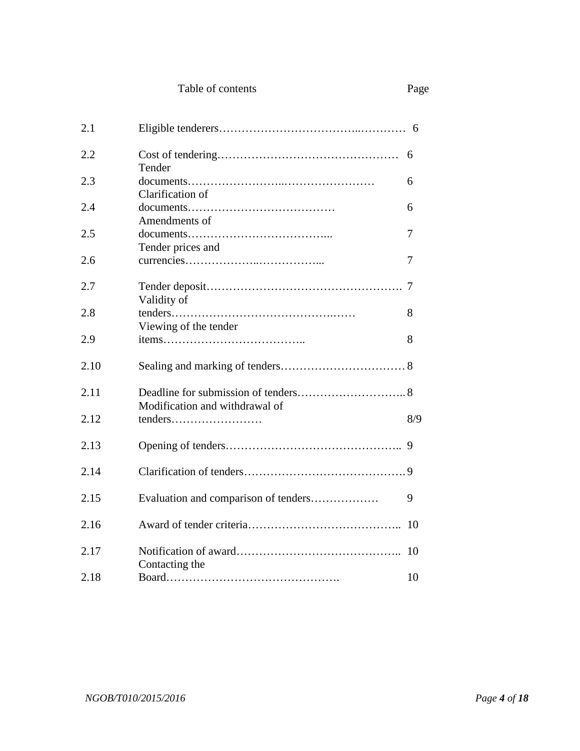Table of contents Page

| | | |
|---|---|---|
| 2.1 | Eligible tenderers | 6 |
| 2.2 | Cost of tendering | 6 |
| 2.3 | Tender documents | 6 |
| 2.4 | Clarification of documents | 6 |
| 2.5 | Amendments of documents | 7 |
| 2.6 | Tender prices and currencies | 7 |
| 2.7 | Tender deposit | 7 |
| 2.8 | Validity of tenders | 8 |
| 2.9 | Viewing of the tender items | 8 |
| 2.10 | Sealing and marking of tenders | 8 |
| 2.11 | Deadline for submission of tenders | 8 |
| 2.12 | Modification and withdrawal of tenders | 8/9 |
| 2.13 | Opening of tenders | 9 |
| 2.14 | Clarification of tenders | 9 |
| 2.15 | Evaluation and comparison of tenders | 9 |
| 2.16 | Award of tender criteria | 10 |
| 2.17 | Notification of award | 10 |
| 2.18 | Contacting the Board | 10 |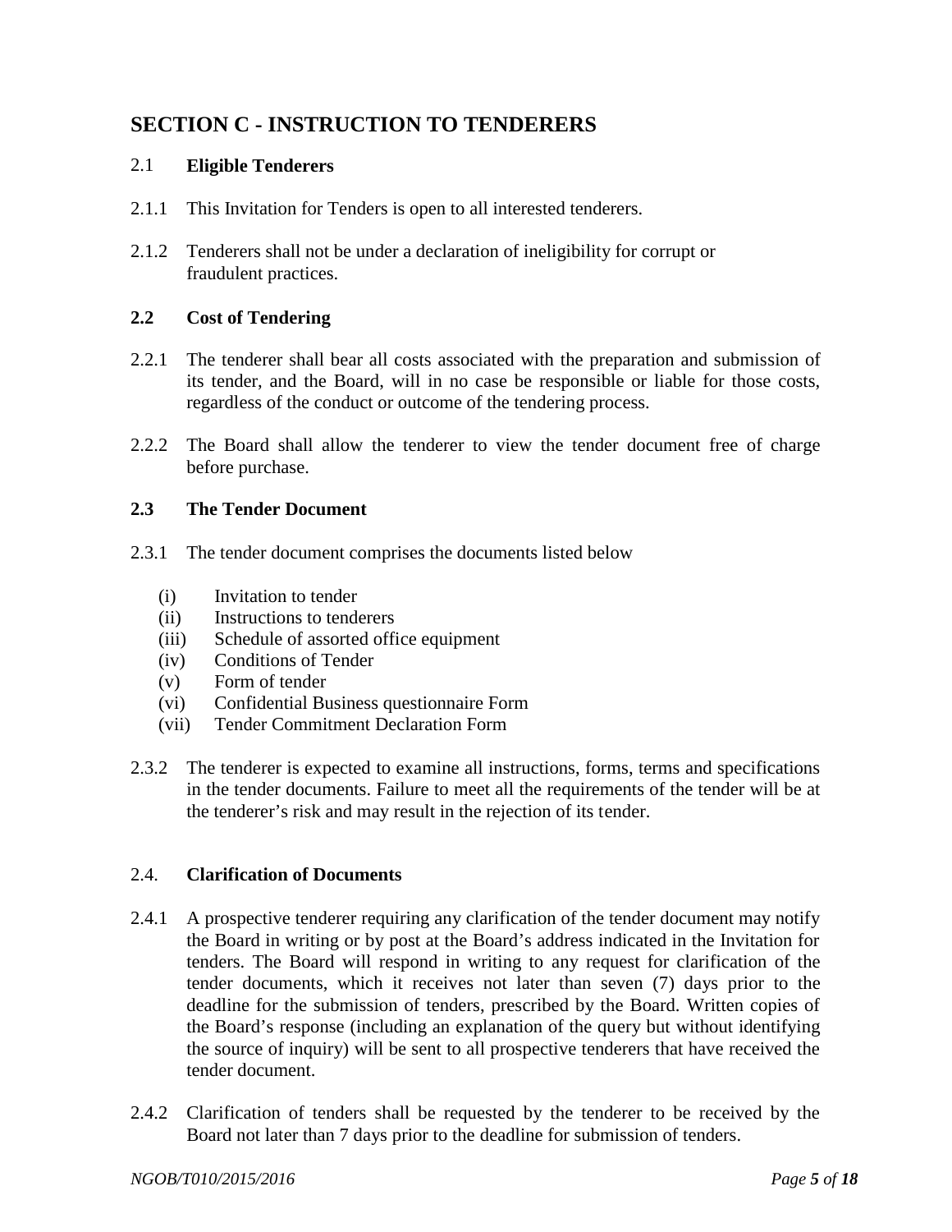## SECTION C - INSTRUCTION TO TENDERERS

### 2.1 Eligible Tenderers

2.1.1 This Invitation for Tenders is open to all interested tenderers.

2.1.2 Tenderers shall not be under a declaration of ineligibility for corrupt or fraudulent practices.

### 2.2 Cost of Tendering

2.2.1 The tenderer shall bear all costs associated with the preparation and submission of its tender, and the Board, will in no case be responsible or liable for those costs, regardless of the conduct or outcome of the tendering process.

2.2.2 The Board shall allow the tenderer to view the tender document free of charge before purchase.

### 2.3 The Tender Document

2.3.1 The tender document comprises the documents listed below

- (i) Invitation to tender
- (ii) Instructions to tenderers
- (iii) Schedule of assorted office equipment
- (iv) Conditions of Tender
- (v) Form of tender
- (vi) Confidential Business questionnaire Form
- (vii) Tender Commitment Declaration Form

2.3.2 The tenderer is expected to examine all instructions, forms, terms and specifications in the tender documents. Failure to meet all the requirements of the tender will be at the tenderer's risk and may result in the rejection of its tender.

### 2.4. Clarification of Documents

2.4.1 A prospective tenderer requiring any clarification of the tender document may notify the Board in writing or by post at the Board's address indicated in the Invitation for tenders. The Board will respond in writing to any request for clarification of the tender documents, which it receives not later than seven (7) days prior to the deadline for the submission of tenders, prescribed by the Board. Written copies of the Board's response (including an explanation of the query but without identifying the source of inquiry) will be sent to all prospective tenderers that have received the tender document.

2.4.2 Clarification of tenders shall be requested by the tenderer to be received by the Board not later than 7 days prior to the deadline for submission of tenders.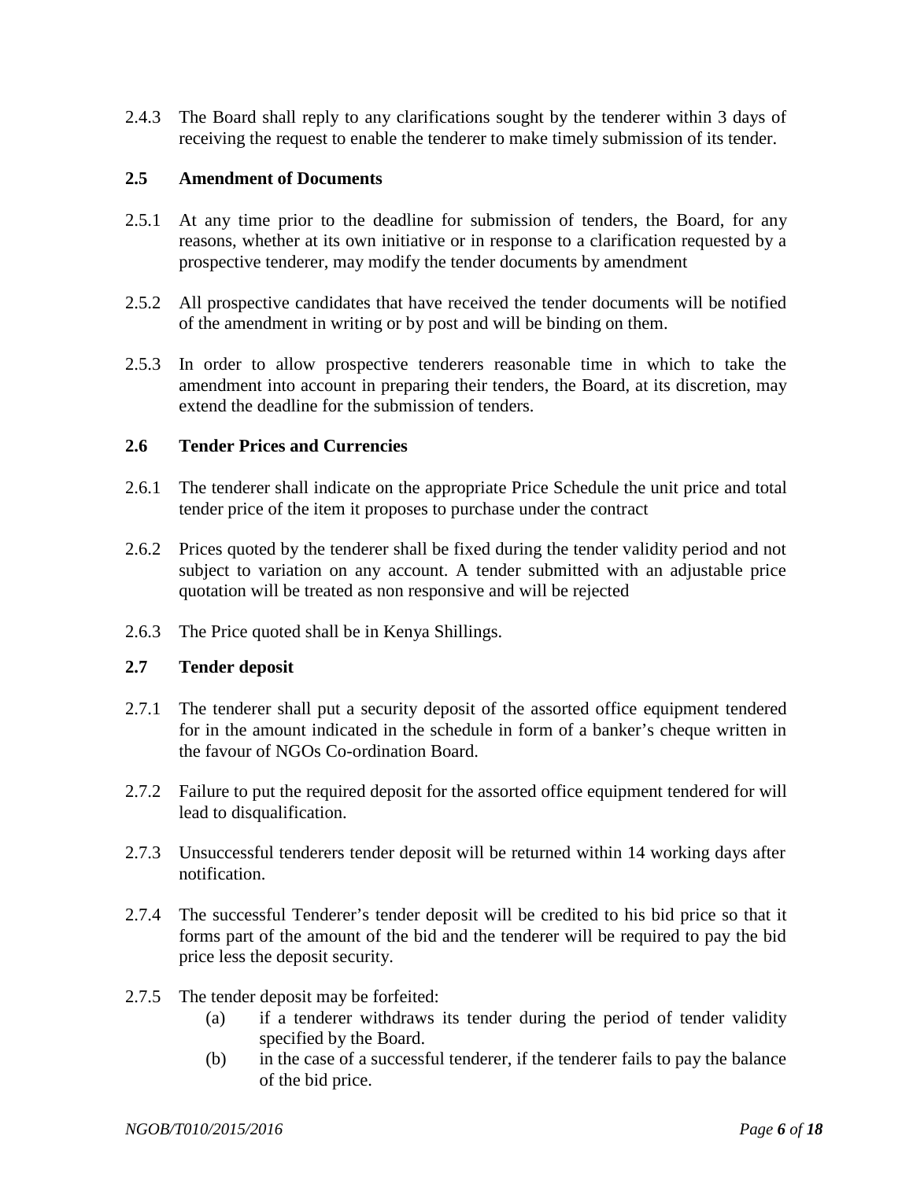2.4.3 The Board shall reply to any clarifications sought by the tenderer within 3 days of receiving the request to enable the tenderer to make timely submission of its tender.

### 2.5 Amendment of Documents

2.5.1 At any time prior to the deadline for submission of tenders, the Board, for any reasons, whether at its own initiative or in response to a clarification requested by a prospective tenderer, may modify the tender documents by amendment

2.5.2 All prospective candidates that have received the tender documents will be notified of the amendment in writing or by post and will be binding on them.

2.5.3 In order to allow prospective tenderers reasonable time in which to take the amendment into account in preparing their tenders, the Board, at its discretion, may extend the deadline for the submission of tenders.

### 2.6 Tender Prices and Currencies

2.6.1 The tenderer shall indicate on the appropriate Price Schedule the unit price and total tender price of the item it proposes to purchase under the contract

2.6.2 Prices quoted by the tenderer shall be fixed during the tender validity period and not subject to variation on any account. A tender submitted with an adjustable price quotation will be treated as non responsive and will be rejected

2.6.3 The Price quoted shall be in Kenya Shillings.

### 2.7 Tender deposit

2.7.1 The tenderer shall put a security deposit of the assorted office equipment tendered for in the amount indicated in the schedule in form of a banker's cheque written in the favour of NGOs Co-ordination Board.

2.7.2 Failure to put the required deposit for the assorted office equipment tendered for will lead to disqualification.

2.7.3 Unsuccessful tenderers tender deposit will be returned within 14 working days after notification.

2.7.4 The successful Tenderer's tender deposit will be credited to his bid price so that it forms part of the amount of the bid and the tenderer will be required to pay the bid price less the deposit security.

2.7.5 The tender deposit may be forfeited:

(a) if a tenderer withdraws its tender during the period of tender validity specified by the Board.

(b) in the case of a successful tenderer, if the tenderer fails to pay the balance of the bid price.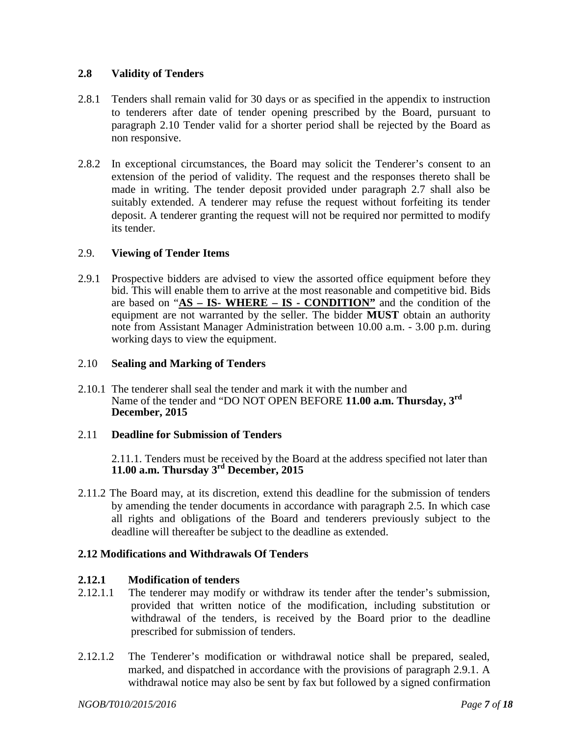### 2.8 Validity of Tenders

2.8.1 Tenders shall remain valid for 30 days or as specified in the appendix to instruction to tenderers after date of tender opening prescribed by the Board, pursuant to paragraph 2.10 Tender valid for a shorter period shall be rejected by the Board as non responsive.

2.8.2 In exceptional circumstances, the Board may solicit the Tenderer's consent to an extension of the period of validity. The request and the responses thereto shall be made in writing. The tender deposit provided under paragraph 2.7 shall also be suitably extended. A tenderer may refuse the request without forfeiting its tender deposit. A tenderer granting the request will not be required nor permitted to modify its tender.

### 2.9. Viewing of Tender Items

2.9.1 Prospective bidders are advised to view the assorted office equipment before they bid. This will enable them to arrive at the most reasonable and competitive bid. Bids are based on "**AS – IS- WHERE – IS - CONDITION"** and the condition of the equipment are not warranted by the seller. The bidder **MUST** obtain an authority note from Assistant Manager Administration between 10.00 a.m. - 3.00 p.m. during working days to view the equipment.

### 2.10 Sealing and Marking of Tenders

2.10.1 The tenderer shall seal the tender and mark it with the number and Name of the tender and "DO NOT OPEN BEFORE **11.00 a.m. Thursday, 3rd December, 2015**

### 2.11 Deadline for Submission of Tenders

2.11.1. Tenders must be received by the Board at the address specified not later than **11.00 a.m. Thursday 3rd December, 2015**

2.11.2 The Board may, at its discretion, extend this deadline for the submission of tenders by amending the tender documents in accordance with paragraph 2.5. In which case all rights and obligations of the Board and tenderers previously subject to the deadline will thereafter be subject to the deadline as extended.

### 2.12 Modifications and Withdrawals Of Tenders

#### 2.12.1 Modification of tenders

2.12.1.1 The tenderer may modify or withdraw its tender after the tender's submission, provided that written notice of the modification, including substitution or withdrawal of the tenders, is received by the Board prior to the deadline prescribed for submission of tenders.

2.12.1.2 The Tenderer's modification or withdrawal notice shall be prepared, sealed, marked, and dispatched in accordance with the provisions of paragraph 2.9.1. A withdrawal notice may also be sent by fax but followed by a signed confirmation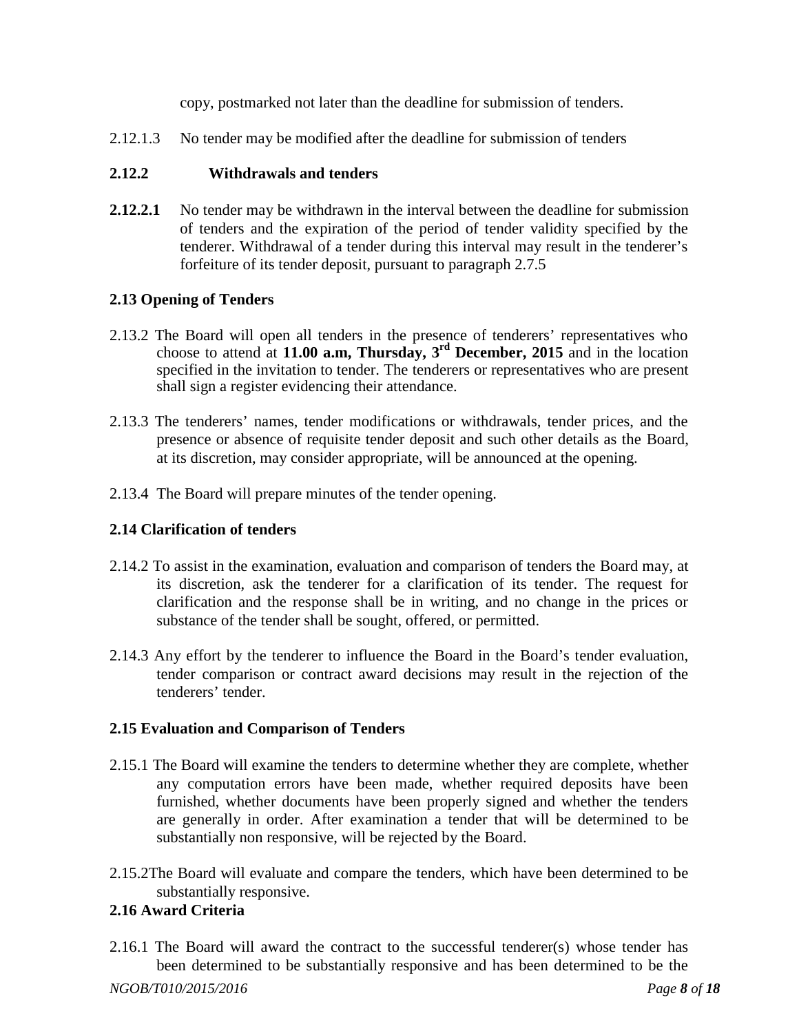copy, postmarked not later than the deadline for submission of tenders.

2.12.1.3 No tender may be modified after the deadline for submission of tenders

**2.12.2 Withdrawals and tenders**

**2.12.2.1** No tender may be withdrawn in the interval between the deadline for submission of tenders and the expiration of the period of tender validity specified by the tenderer. Withdrawal of a tender during this interval may result in the tenderer's forfeiture of its tender deposit, pursuant to paragraph 2.7.5

**2.13 Opening of Tenders**

2.13.2 The Board will open all tenders in the presence of tenderers' representatives who choose to attend at **11.00 a.m, Thursday, 3rd December, 2015** and in the location specified in the invitation to tender. The tenderers or representatives who are present shall sign a register evidencing their attendance.

2.13.3 The tenderers' names, tender modifications or withdrawals, tender prices, and the presence or absence of requisite tender deposit and such other details as the Board, at its discretion, may consider appropriate, will be announced at the opening.

2.13.4 The Board will prepare minutes of the tender opening.

**2.14 Clarification of tenders**

2.14.2 To assist in the examination, evaluation and comparison of tenders the Board may, at its discretion, ask the tenderer for a clarification of its tender. The request for clarification and the response shall be in writing, and no change in the prices or substance of the tender shall be sought, offered, or permitted.

2.14.3 Any effort by the tenderer to influence the Board in the Board's tender evaluation, tender comparison or contract award decisions may result in the rejection of the tenderers' tender.

**2.15 Evaluation and Comparison of Tenders**

2.15.1 The Board will examine the tenders to determine whether they are complete, whether any computation errors have been made, whether required deposits have been furnished, whether documents have been properly signed and whether the tenders are generally in order. After examination a tender that will be determined to be substantially non responsive, will be rejected by the Board.

2.15.2The Board will evaluate and compare the tenders, which have been determined to be substantially responsive.

**2.16 Award Criteria**

2.16.1 The Board will award the contract to the successful tenderer(s) whose tender has been determined to be substantially responsive and has been determined to be the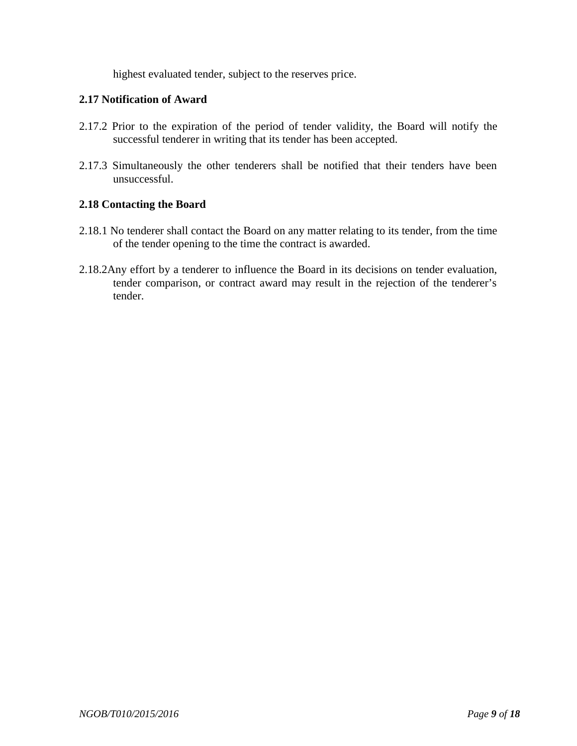highest evaluated tender, subject to the reserves price.

**2.17 Notification of Award**

2.17.2 Prior to the expiration of the period of tender validity, the Board will notify the successful tenderer in writing that its tender has been accepted.

2.17.3 Simultaneously the other tenderers shall be notified that their tenders have been unsuccessful.

**2.18 Contacting the Board**

2.18.1 No tenderer shall contact the Board on any matter relating to its tender, from the time of the tender opening to the time the contract is awarded.

2.18.2Any effort by a tenderer to influence the Board in its decisions on tender evaluation, tender comparison, or contract award may result in the rejection of the tenderer's tender.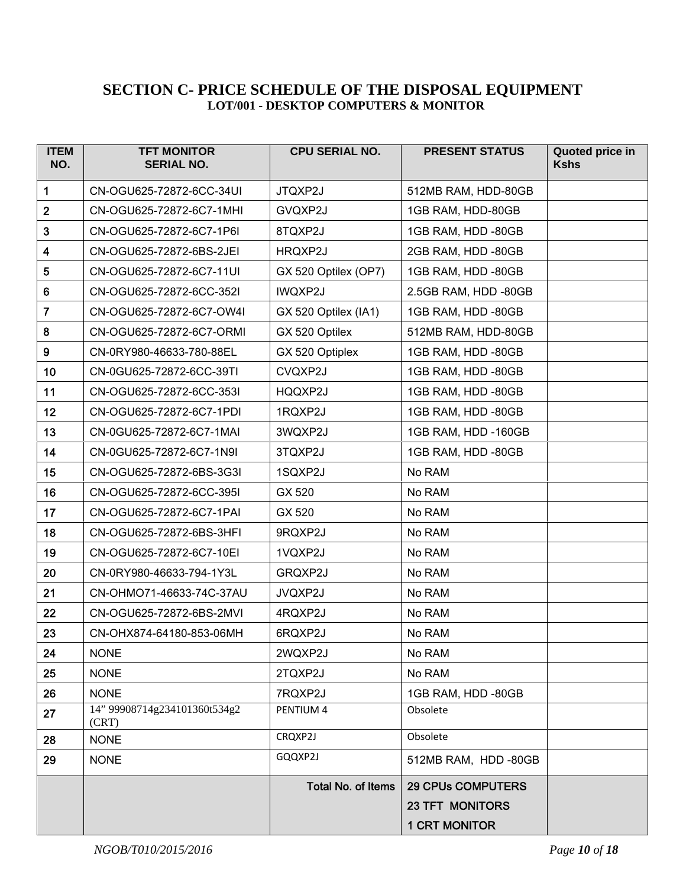# SECTION C- PRICE SCHEDULE OF THE DISPOSAL EQUIPMENT

## LOT/001 - DESKTOP COMPUTERS & MONITOR

| ITEM NO. | TFT MONITOR SERIAL NO. | CPU SERIAL NO. | PRESENT STATUS | Quoted price in Kshs |
|---|---|---|---|---|
| 1 | CN-OGU625-72872-6CC-34UI | JTQXP2J | 512MB RAM, HDD-80GB | |
| 2 | CN-OGU625-72872-6C7-1MHI | GVQXP2J | 1GB RAM, HDD-80GB | |
| 3 | CN-OGU625-72872-6C7-1P6I | 8TQXP2J | 1GB RAM, HDD -80GB | |
| 4 | CN-OGU625-72872-6BS-2JEI | HRQXP2J | 2GB RAM, HDD -80GB | |
| 5 | CN-OGU625-72872-6C7-11UI | GX 520 Optilex (OP7) | 1GB RAM, HDD -80GB | |
| 6 | CN-OGU625-72872-6CC-352I | IWQXP2J | 2.5GB RAM, HDD -80GB | |
| 7 | CN-OGU625-72872-6C7-OW4I | GX 520 Optilex (IA1) | 1GB RAM, HDD -80GB | |
| 8 | CN-OGU625-72872-6C7-ORMI | GX 520 Optilex | 512MB RAM, HDD-80GB | |
| 9 | CN-0RY980-46633-780-88EL | GX 520 Optiplex | 1GB RAM, HDD -80GB | |
| 10 | CN-0GU625-72872-6CC-39TI | CVQXP2J | 1GB RAM, HDD -80GB | |
| 11 | CN-OGU625-72872-6CC-353I | HQQXP2J | 1GB RAM, HDD -80GB | |
| 12 | CN-OGU625-72872-6C7-1PDI | 1RQXP2J | 1GB RAM, HDD -80GB | |
| 13 | CN-0GU625-72872-6C7-1MAI | 3WQXP2J | 1GB RAM, HDD -160GB | |
| 14 | CN-0GU625-72872-6C7-1N9I | 3TQXP2J | 1GB RAM, HDD -80GB | |
| 15 | CN-OGU625-72872-6BS-3G3I | 1SQXP2J | No RAM | |
| 16 | CN-OGU625-72872-6CC-395I | GX 520 | No RAM | |
| 17 | CN-OGU625-72872-6C7-1PAI | GX 520 | No RAM | |
| 18 | CN-OGU625-72872-6BS-3HFI | 9RQXP2J | No RAM | |
| 19 | CN-OGU625-72872-6C7-10EI | 1VQXP2J | No RAM | |
| 20 | CN-0RY980-46633-794-1Y3L | GRQXP2J | No RAM | |
| 21 | CN-OHMO71-46633-74C-37AU | JVQXP2J | No RAM | |
| 22 | CN-OGU625-72872-6BS-2MVI | 4RQXP2J | No RAM | |
| 23 | CN-OHX874-64180-853-06MH | 6RQXP2J | No RAM | |
| 24 | NONE | 2WQXP2J | No RAM | |
| 25 | NONE | 2TQXP2J | No RAM | |
| 26 | NONE | 7RQXP2J | 1GB RAM, HDD -80GB | |
| 27 | 14" 99908714g234101360t534g2 (CRT) | PENTIUM 4 | Obsolete | |
| 28 | NONE | CRQXP2J | Obsolete | |
| 29 | NONE | GQQXP2J | 512MB RAM, HDD -80GB | |
| | | **Total No. of Items** | **29 CPUs COMPUTERS**<br>**23 TFT MONITORS**<br>**1 CRT MONITOR** | |

*NGOB/T010/2015/2016*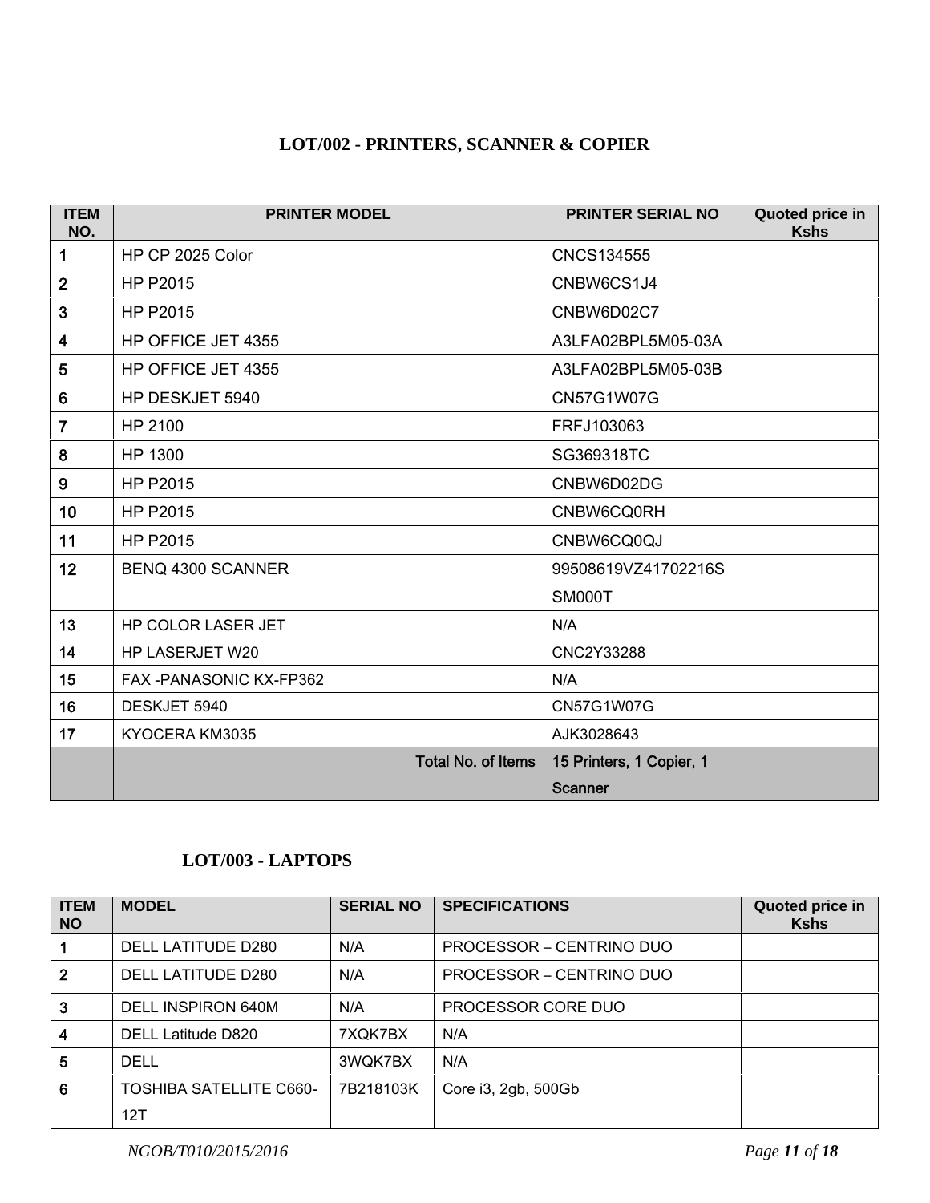## LOT/002 - PRINTERS, SCANNER & COPIER

| ITEM NO. | PRINTER MODEL | PRINTER SERIAL NO | Quoted price in Kshs |
|---|---|---|---|
| 1 | HP CP 2025 Color | CNCS134555 | |
| 2 | HP P2015 | CNBW6CS1J4 | |
| 3 | HP P2015 | CNBW6D02C7 | |
| 4 | HP OFFICE JET 4355 | A3LFA02BPL5M05-03A | |
| 5 | HP OFFICE JET 4355 | A3LFA02BPL5M05-03B | |
| 6 | HP DESKJET 5940 | CN57G1W07G | |
| 7 | HP 2100 | FRFJ103063 | |
| 8 | HP 1300 | SG369318TC | |
| 9 | HP P2015 | CNBW6D02DG | |
| 10 | HP P2015 | CNBW6CQ0RH | |
| 11 | HP P2015 | CNBW6CQ0QJ | |
| 12 | BENQ 4300 SCANNER | 99508619VZ41702216SSM000T | |
| 13 | HP COLOR LASER JET | N/A | |
| 14 | HP LASERJET W20 | CNC2Y33288 | |
| 15 | FAX -PANASONIC KX-FP362 | N/A | |
| 16 | DESKJET 5940 | CN57G1W07G | |
| 17 | KYOCERA KM3035 | AJK3028643 | |
| | **Total No. of Items** | **15 Printers, 1 Copier, 1 Scanner** | |

## LOT/003 - LAPTOPS

| ITEM NO | MODEL | SERIAL NO | SPECIFICATIONS | Quoted price in Kshs |
|---|---|---|---|---|
| 1 | DELL LATITUDE D280 | N/A | PROCESSOR – CENTRINO DUO | |
| 2 | DELL LATITUDE D280 | N/A | PROCESSOR – CENTRINO DUO | |
| 3 | DELL INSPIRON 640M | N/A | PROCESSOR CORE DUO | |
| 4 | DELL Latitude D820 | 7XQK7BX | N/A | |
| 5 | DELL | 3WQK7BX | N/A | |
| 6 | TOSHIBA SATELLITE C660-12T | 7B218103K | Core i3, 2gb, 500Gb | |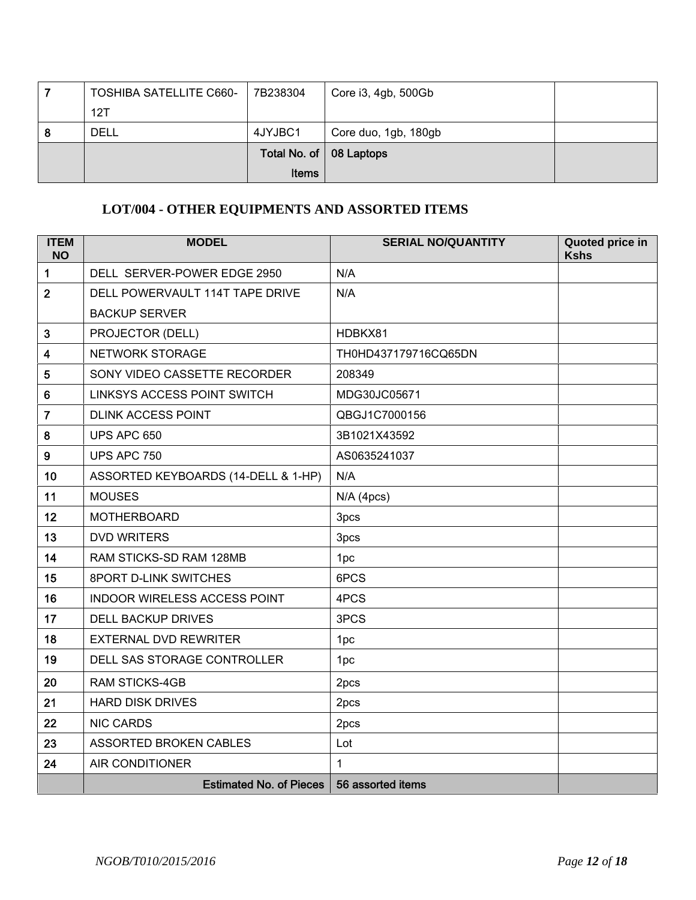| 7 | TOSHIBA SATELLITE C660-12T | 7B238304 | Core i3, 4gb, 500Gb | |
|---|---|---|---|---|
| 8 | DELL | 4JYJBC1 | Core duo, 1gb, 180gb | |
| | | **Total No. of Items** | **08 Laptops** | |

### LOT/004 - OTHER EQUIPMENTS AND ASSORTED ITEMS

| ITEM NO | MODEL | SERIAL NO/QUANTITY | Quoted price in Kshs |
|---|---|---|---|
| 1 | DELL SERVER-POWER EDGE 2950 | N/A | |
| 2 | DELL POWERVAULT 114T TAPE DRIVE BACKUP SERVER | N/A | |
| 3 | PROJECTOR (DELL) | HDBKX81 | |
| 4 | NETWORK STORAGE | TH0HD437179716CQ65DN | |
| 5 | SONY VIDEO CASSETTE RECORDER | 208349 | |
| 6 | LINKSYS ACCESS POINT SWITCH | MDG30JC05671 | |
| 7 | DLINK ACCESS POINT | QBGJ1C7000156 | |
| 8 | UPS APC 650 | 3B1021X43592 | |
| 9 | UPS APC 750 | AS0635241037 | |
| 10 | ASSORTED KEYBOARDS (14-DELL & 1-HP) | N/A | |
| 11 | MOUSES | N/A (4pcs) | |
| 12 | MOTHERBOARD | 3pcs | |
| 13 | DVD WRITERS | 3pcs | |
| 14 | RAM STICKS-SD RAM 128MB | 1pc | |
| 15 | 8PORT D-LINK SWITCHES | 6PCS | |
| 16 | INDOOR WIRELESS ACCESS POINT | 4PCS | |
| 17 | DELL BACKUP DRIVES | 3PCS | |
| 18 | EXTERNAL DVD REWRITER | 1pc | |
| 19 | DELL SAS STORAGE CONTROLLER | 1pc | |
| 20 | RAM STICKS-4GB | 2pcs | |
| 21 | HARD DISK DRIVES | 2pcs | |
| 22 | NIC CARDS | 2pcs | |
| 23 | ASSORTED BROKEN CABLES | Lot | |
| 24 | AIR CONDITIONER | 1 | |
| | **Estimated No. of Pieces** | **56 assorted items** | |

*NGOB/T010/2015/2016*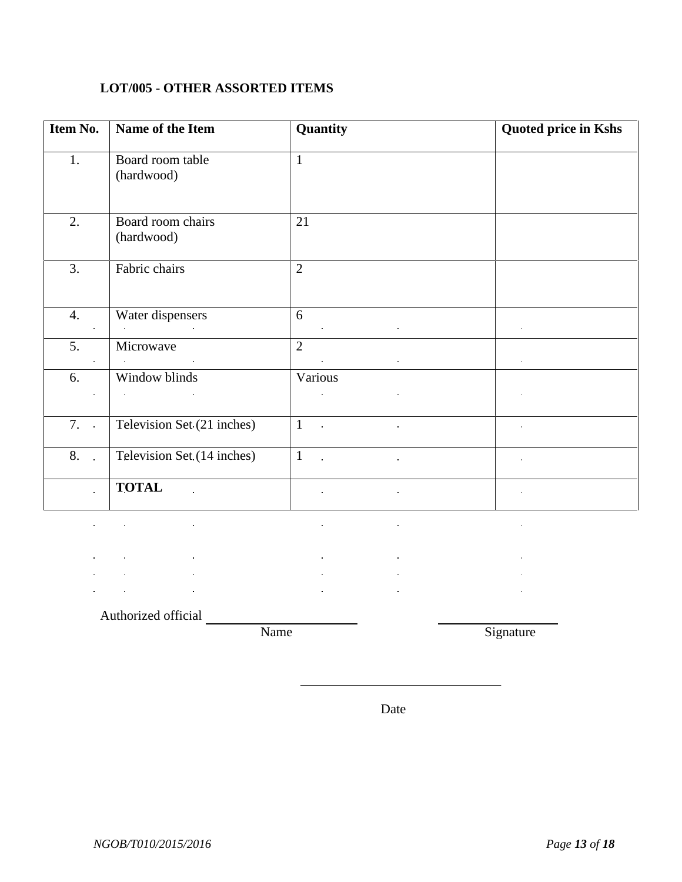**LOT/005 - OTHER ASSORTED ITEMS**

| Item No. | Name of the Item | Quantity | Quoted price in Kshs |
|---|---|---|---|
| 1. | Board room table (hardwood) | 1 | |
| 2. | Board room chairs (hardwood) | 21 | |
| 3. | Fabric chairs | 2 | |
| 4. | Water dispensers | 6 | |
| 5. | Microwave | 2 | |
| 6. | Window blinds | Various | |
| 7. | Television Set (21 inches) | 1 | |
| 8. | Television Set (14 inches) | 1 | |
| | **TOTAL** | | |

Authorized official \_\_\_\_\_\_\_\_\_\_\_\_\_\_\_\_\_\_\_\_\_\_\_\_ \_\_\_\_\_\_\_\_\_\_\_\_\_\_\_\_\_\_\_\_

Name Signature

\_\_\_\_\_\_\_\_\_\_\_\_\_\_\_\_\_\_\_\_\_\_\_\_\_\_\_\_\_\_

Date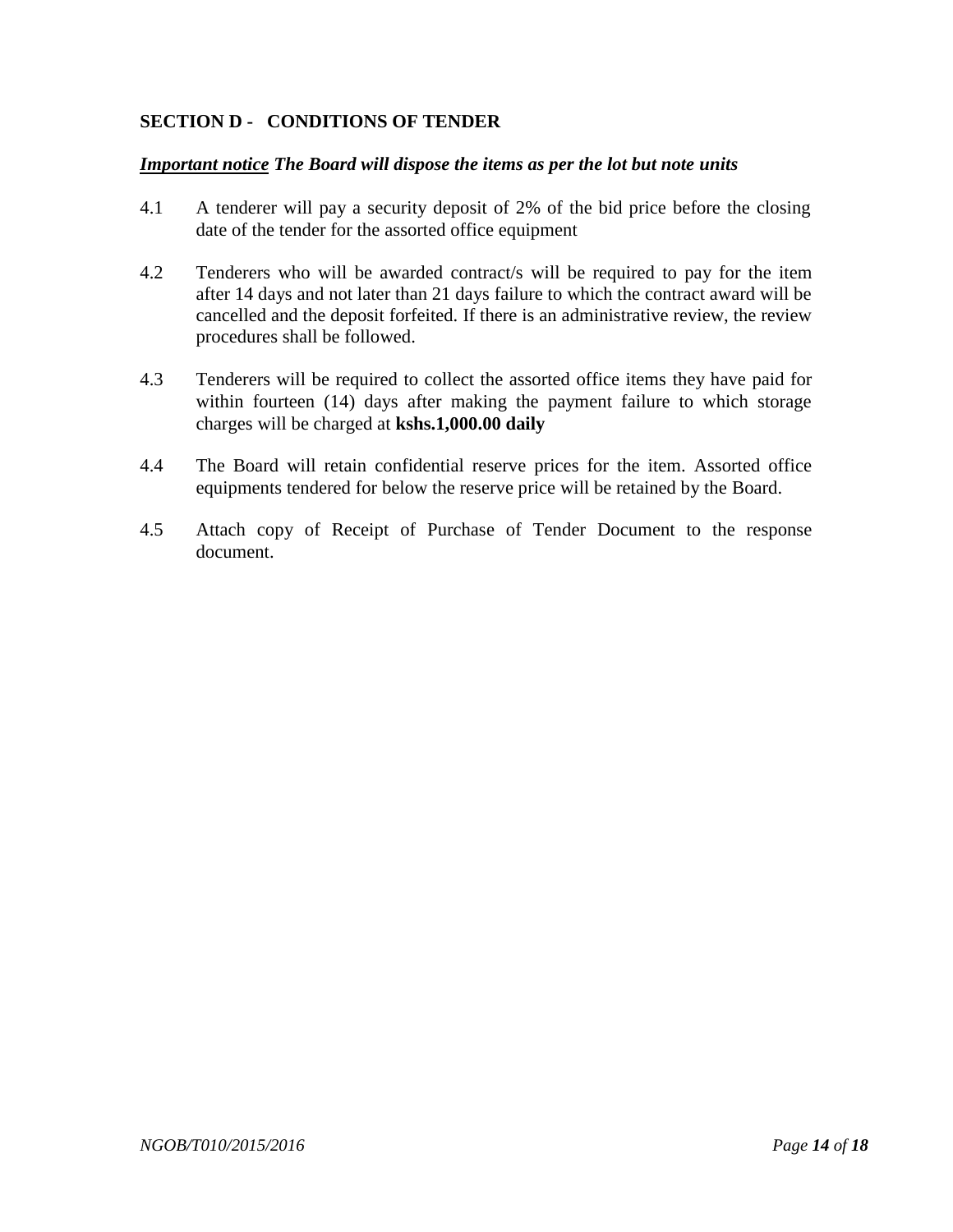## SECTION D - CONDITIONS OF TENDER

***Important notice*** ***The Board will dispose the items as per the lot but note units***

4.1 A tenderer will pay a security deposit of 2% of the bid price before the closing date of the tender for the assorted office equipment

4.2 Tenderers who will be awarded contract/s will be required to pay for the item after 14 days and not later than 21 days failure to which the contract award will be cancelled and the deposit forfeited. If there is an administrative review, the review procedures shall be followed.

4.3 Tenderers will be required to collect the assorted office items they have paid for within fourteen (14) days after making the payment failure to which storage charges will be charged at **kshs.1,000.00 daily**

4.4 The Board will retain confidential reserve prices for the item. Assorted office equipments tendered for below the reserve price will be retained by the Board.

4.5 Attach copy of Receipt of Purchase of Tender Document to the response document.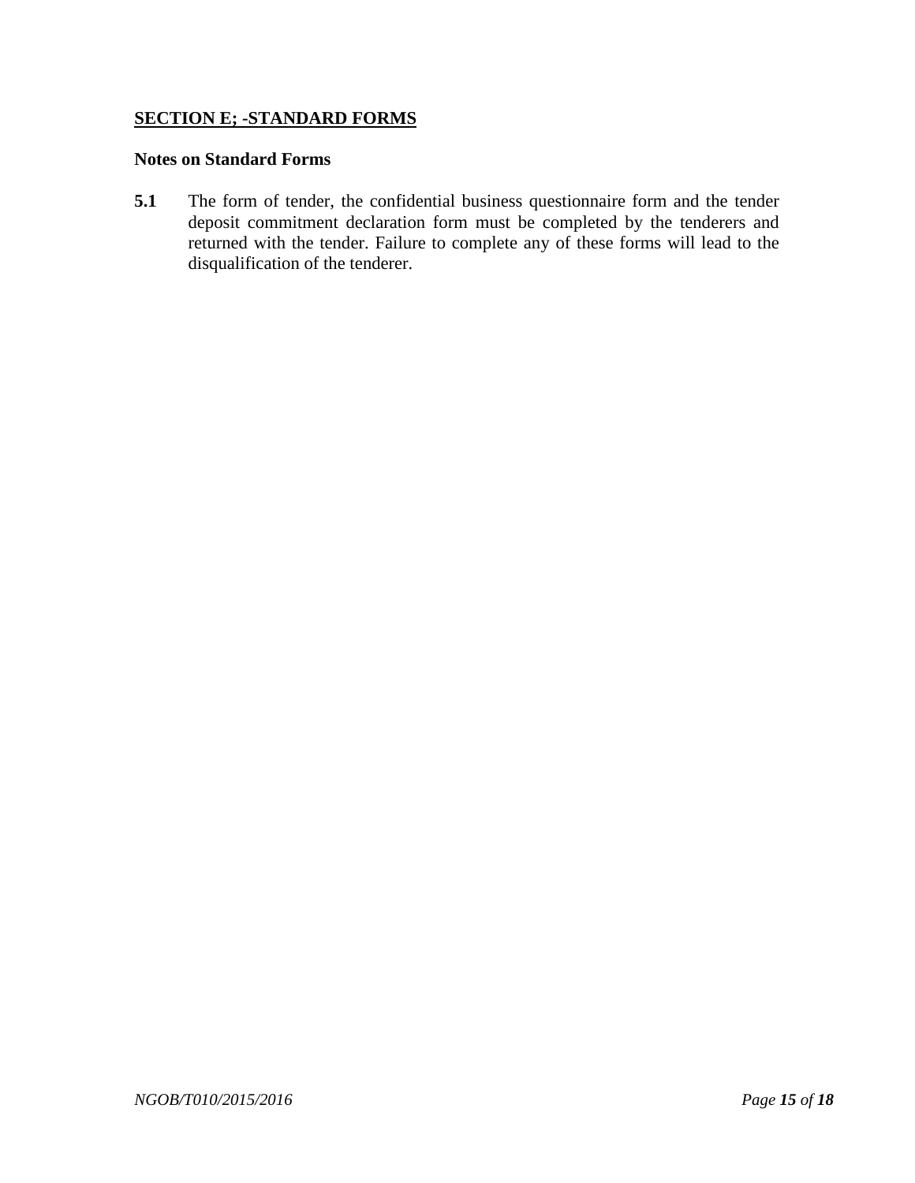## SECTION E; -STANDARD FORMS

### Notes on Standard Forms

**5.1** The form of tender, the confidential business questionnaire form and the tender deposit commitment declaration form must be completed by the tenderers and returned with the tender. Failure to complete any of these forms will lead to the disqualification of the tenderer.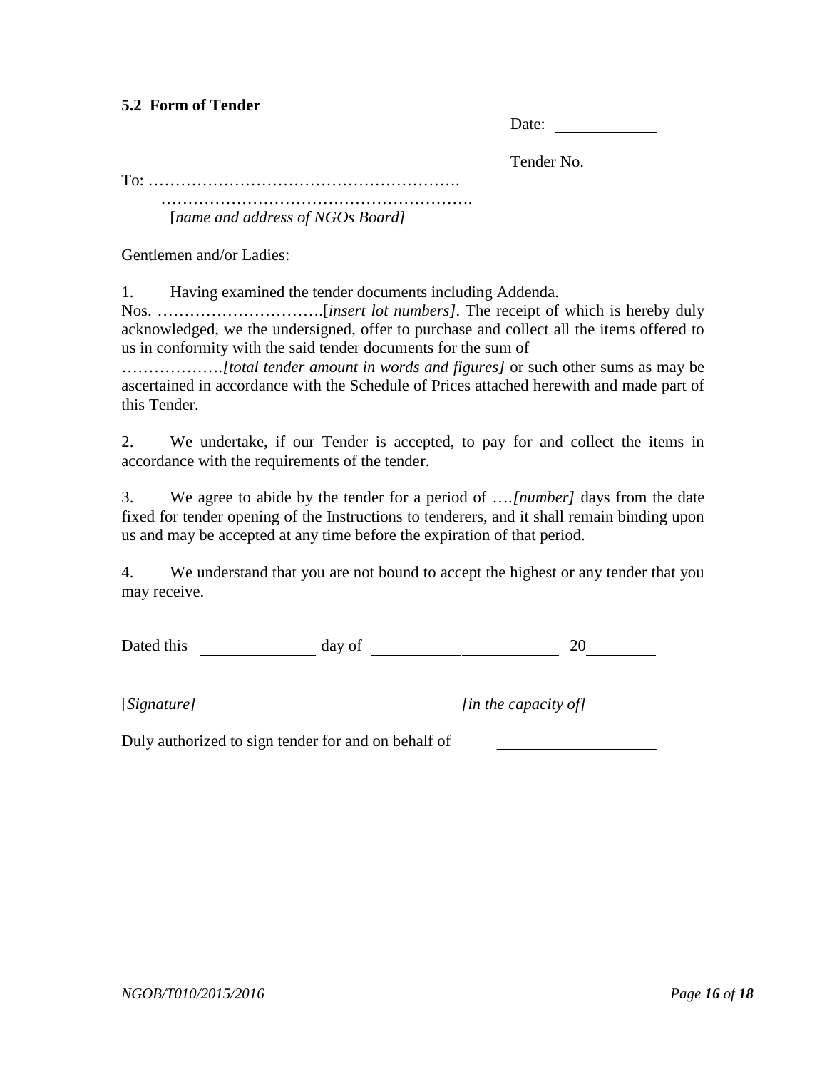## 5.2 Form of Tender

Date: \_\_\_\_\_\_\_\_\_\_\_\_

Tender No. \_\_\_\_\_\_\_\_\_\_\_\_

To: ………………………………………………….

………………………………………………….

[*name and address of NGOs Board]*

Gentlemen and/or Ladies:

1. Having examined the tender documents including Addenda.
Nos. ………………………….[*insert lot numbers]*. The receipt of which is hereby duly acknowledged, we the undersigned, offer to purchase and collect all the items offered to us in conformity with the said tender documents for the sum of
……………….*[total tender amount in words and figures]* or such other sums as may be ascertained in accordance with the Schedule of Prices attached herewith and made part of this Tender.

2. We undertake, if our Tender is accepted, to pay for and collect the items in accordance with the requirements of the tender.

3. We agree to abide by the tender for a period of ….*[number]* days from the date fixed for tender opening of the Instructions to tenderers, and it shall remain binding upon us and may be accepted at any time before the expiration of that period.

4. We understand that you are not bound to accept the highest or any tender that you may receive.

Dated this \_\_\_\_\_\_\_\_\_\_\_\_ day of \_\_\_\_\_\_\_\_\_\_\_\_\_\_\_\_\_\_\_\_ 20\_\_\_\_\_\_\_\_

\_\_\_\_\_\_\_\_\_\_\_\_\_\_\_\_\_\_\_\_\_\_\_\_\_\_ \_\_\_\_\_\_\_\_\_\_\_\_\_\_\_\_\_\_\_\_\_\_\_\_\_\_

[*Signature]* *[in the capacity of]*

Duly authorized to sign tender for and on behalf of \_\_\_\_\_\_\_\_\_\_\_\_\_\_\_\_\_\_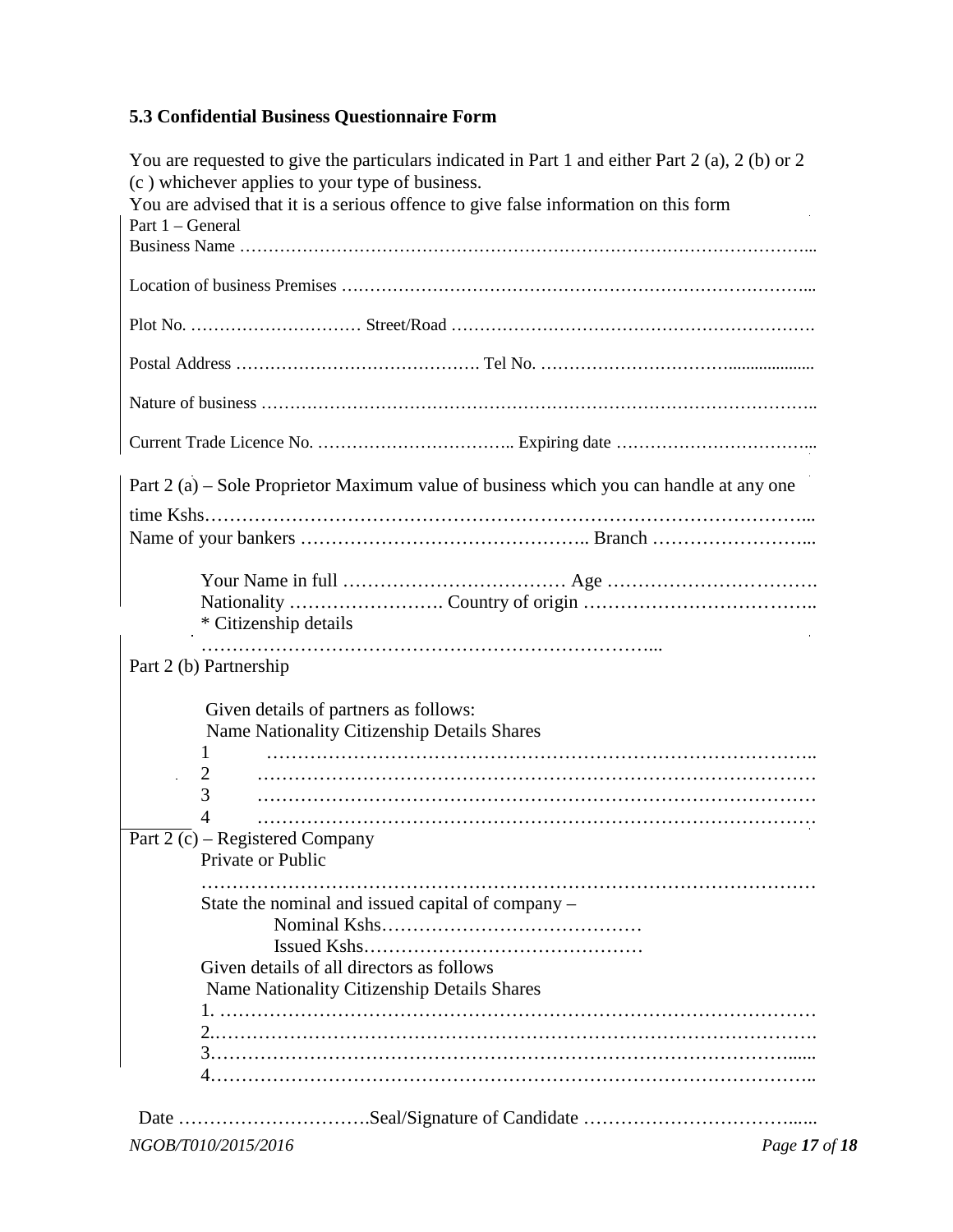### 5.3 Confidential Business Questionnaire Form

You are requested to give the particulars indicated in Part 1 and either Part 2 (a), 2 (b) or 2 (c ) whichever applies to your type of business.
You are advised that it is a serious offence to give false information on this form

Part 1 – General

Business Name …………………………………………………………………………………………...

Location of business Premises ……………………………………………………………………………...

Plot No. ………………………… Street/Road …………………………………………………………

Postal Address ……………………………………. Tel No. …………………………....................

Nature of business ………………………………………………………………………………………..

Current Trade Licence No. …………………………….. Expiring date ……………………………...

Part 2 (a) – Sole Proprietor Maximum value of business which you can handle at any one time Kshs…………………………………………………………………………………………...
Name of your bankers ……………………………………….. Branch ……………………...

Your Name in full ……………………………… Age …………………………….
Nationality ……………………. Country of origin ………………………………..
* Citizenship details
……………………………………………………………...

Part 2 (b) Partnership

Given details of partners as follows:
Name Nationality Citizenship Details Shares

1 ……………………………………………………………………………..
2 ……………………………………………………………………………
3 ……………………………………………………………………………
4 ……………………………………………………………………………

Part 2 (c) – Registered Company

Private or Public
……………………………………………………………………………………

State the nominal and issued capital of company –

Nominal Kshs……………………………………
Issued Kshs………………………………………

Given details of all directors as follows
Name Nationality Citizenship Details Shares

1. ……………………………………………………………………………………
2.…………………………………………………………………………………….
3……………………………………………………………………………….......
4……………………………………………………………………………………..

Date ………………………….Seal/Signature of Candidate ……………………………......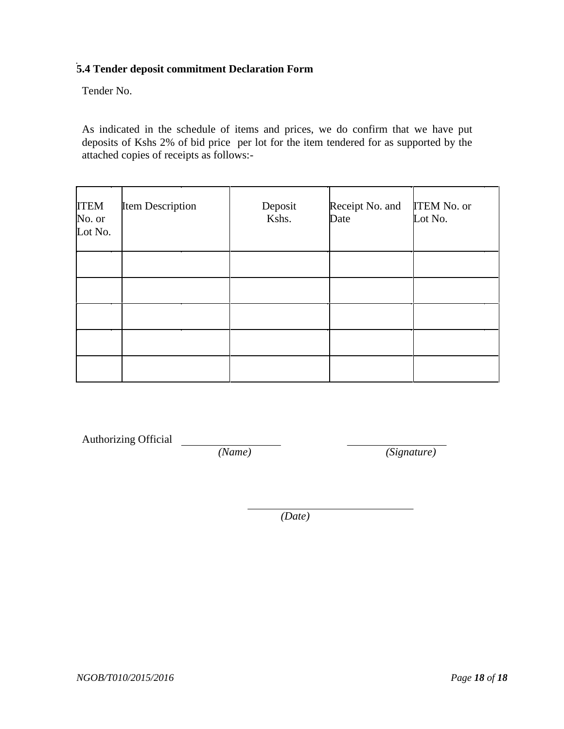### 5.4 Tender deposit commitment Declaration Form

Tender No.

As indicated in the schedule of items and prices, we do confirm that we have put deposits of Kshs 2% of bid price per lot for the item tendered for as supported by the attached copies of receipts as follows:-

| ITEM No. or Lot No. | Item Description | Deposit Kshs. | Receipt No. and Date | ITEM No. or Lot No. |
|---|---|---|---|---|
| | | | | |
| | | | | |
| | | | | |
| | | | | |
| | | | | |

Authorizing Official \_\_\_\_\_\_\_\_\_\_\_\_\_\_\_\_\_\_ \_\_\_\_\_\_\_\_\_\_\_\_\_\_\_\_\_\_

*(Name)* *(Signature)*

\_\_\_\_\_\_\_\_\_\_\_\_\_\_\_\_\_\_\_\_\_\_\_\_\_\_\_\_

*(Date)*